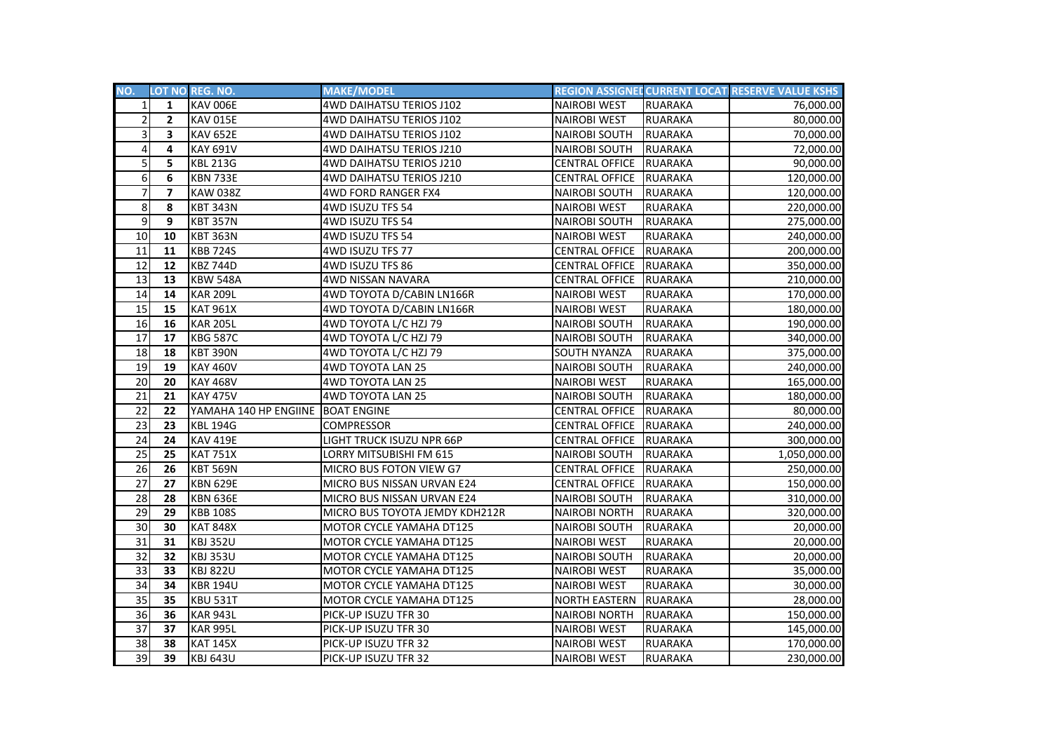| NO. | LOT NO | REG. NO. | MAKE/MODEL | REGION ASSIGNED | CURRENT LOCATI | RESERVE VALUE KSHS |
|---|---|---|---|---|---|---|
| 1 | 1 | KAV 006E | 4WD DAIHATSU TERIOS J102 | NAIROBI WEST | RUARAKA | 76,000.00 |
| 2 | 2 | KAV 015E | 4WD DAIHATSU TERIOS J102 | NAIROBI WEST | RUARAKA | 80,000.00 |
| 3 | 3 | KAV 652E | 4WD DAIHATSU TERIOS J102 | NAIROBI SOUTH | RUARAKA | 70,000.00 |
| 4 | 4 | KAY 691V | 4WD DAIHATSU TERIOS J210 | NAIROBI SOUTH | RUARAKA | 72,000.00 |
| 5 | 5 | KBL 213G | 4WD DAIHATSU TERIOS J210 | CENTRAL OFFICE | RUARAKA | 90,000.00 |
| 6 | 6 | KBN 733E | 4WD DAIHATSU TERIOS J210 | CENTRAL OFFICE | RUARAKA | 120,000.00 |
| 7 | 7 | KAW 038Z | 4WD FORD RANGER FX4 | NAIROBI SOUTH | RUARAKA | 120,000.00 |
| 8 | 8 | KBT 343N | 4WD ISUZU TFS 54 | NAIROBI WEST | RUARAKA | 220,000.00 |
| 9 | 9 | KBT 357N | 4WD ISUZU TFS 54 | NAIROBI SOUTH | RUARAKA | 275,000.00 |
| 10 | 10 | KBT 363N | 4WD ISUZU TFS 54 | NAIROBI WEST | RUARAKA | 240,000.00 |
| 11 | 11 | KBB 724S | 4WD ISUZU TFS 77 | CENTRAL OFFICE | RUARAKA | 200,000.00 |
| 12 | 12 | KBZ 744D | 4WD ISUZU TFS 86 | CENTRAL OFFICE | RUARAKA | 350,000.00 |
| 13 | 13 | KBW 548A | 4WD NISSAN NAVARA | CENTRAL OFFICE | RUARAKA | 210,000.00 |
| 14 | 14 | KAR 209L | 4WD TOYOTA D/CABIN LN166R | NAIROBI WEST | RUARAKA | 170,000.00 |
| 15 | 15 | KAT 961X | 4WD TOYOTA D/CABIN LN166R | NAIROBI WEST | RUARAKA | 180,000.00 |
| 16 | 16 | KAR 205L | 4WD TOYOTA L/C HZJ 79 | NAIROBI SOUTH | RUARAKA | 190,000.00 |
| 17 | 17 | KBG 587C | 4WD TOYOTA L/C HZJ 79 | NAIROBI SOUTH | RUARAKA | 340,000.00 |
| 18 | 18 | KBT 390N | 4WD TOYOTA L/C HZJ 79 | SOUTH NYANZA | RUARAKA | 375,000.00 |
| 19 | 19 | KAY 460V | 4WD TOYOTA LAN 25 | NAIROBI SOUTH | RUARAKA | 240,000.00 |
| 20 | 20 | KAY 468V | 4WD TOYOTA LAN 25 | NAIROBI WEST | RUARAKA | 165,000.00 |
| 21 | 21 | KAY 475V | 4WD TOYOTA LAN 25 | NAIROBI SOUTH | RUARAKA | 180,000.00 |
| 22 | 22 | YAMAHA 140 HP ENGIINE | BOAT ENGINE | CENTRAL OFFICE | RUARAKA | 80,000.00 |
| 23 | 23 | KBL 194G | COMPRESSOR | CENTRAL OFFICE | RUARAKA | 240,000.00 |
| 24 | 24 | KAV 419E | LIGHT TRUCK ISUZU NPR 66P | CENTRAL OFFICE | RUARAKA | 300,000.00 |
| 25 | 25 | KAT 751X | LORRY MITSUBISHI FM 615 | NAIROBI SOUTH | RUARAKA | 1,050,000.00 |
| 26 | 26 | KBT 569N | MICRO BUS FOTON VIEW G7 | CENTRAL OFFICE | RUARAKA | 250,000.00 |
| 27 | 27 | KBN 629E | MICRO BUS NISSAN URVAN E24 | CENTRAL OFFICE | RUARAKA | 150,000.00 |
| 28 | 28 | KBN 636E | MICRO BUS NISSAN URVAN E24 | NAIROBI SOUTH | RUARAKA | 310,000.00 |
| 29 | 29 | KBB 108S | MICRO BUS TOYOTA JEMDY KDH212R | NAIROBI NORTH | RUARAKA | 320,000.00 |
| 30 | 30 | KAT 848X | MOTOR CYCLE YAMAHA DT125 | NAIROBI SOUTH | RUARAKA | 20,000.00 |
| 31 | 31 | KBJ 352U | MOTOR CYCLE YAMAHA DT125 | NAIROBI WEST | RUARAKA | 20,000.00 |
| 32 | 32 | KBJ 353U | MOTOR CYCLE YAMAHA DT125 | NAIROBI SOUTH | RUARAKA | 20,000.00 |
| 33 | 33 | KBJ 822U | MOTOR CYCLE YAMAHA DT125 | NAIROBI WEST | RUARAKA | 35,000.00 |
| 34 | 34 | KBR 194U | MOTOR CYCLE YAMAHA DT125 | NAIROBI WEST | RUARAKA | 30,000.00 |
| 35 | 35 | KBU 531T | MOTOR CYCLE YAMAHA DT125 | NORTH EASTERN | RUARAKA | 28,000.00 |
| 36 | 36 | KAR 943L | PICK-UP ISUZU TFR 30 | NAIROBI NORTH | RUARAKA | 150,000.00 |
| 37 | 37 | KAR 995L | PICK-UP ISUZU TFR 30 | NAIROBI WEST | RUARAKA | 145,000.00 |
| 38 | 38 | KAT 145X | PICK-UP ISUZU TFR 32 | NAIROBI WEST | RUARAKA | 170,000.00 |
| 39 | 39 | KBJ 643U | PICK-UP ISUZU TFR 32 | NAIROBI WEST | RUARAKA | 230,000.00 |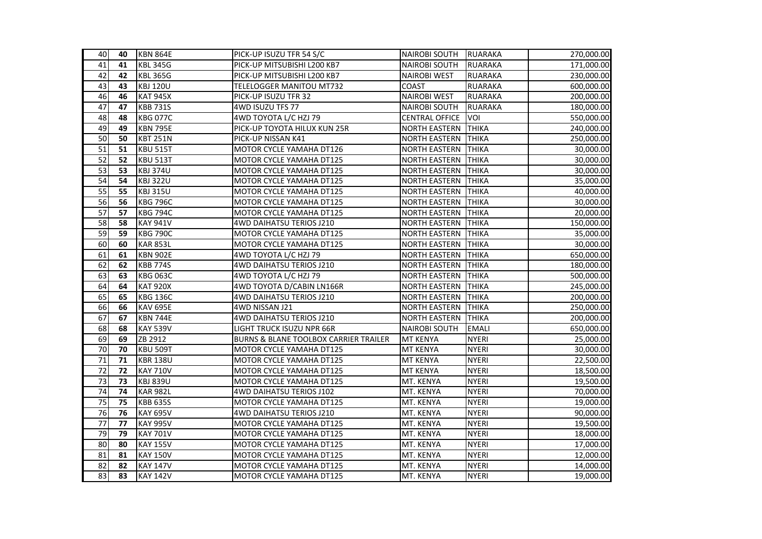| 40 | 40 | KBN 864E | PICK-UP ISUZU TFR 54 S/C | NAIROBI SOUTH | RUARAKA | 270,000.00 |
|---|---|---|---|---|---|---|
| 41 | 41 | KBL 345G | PICK-UP MITSUBISHI L200 KB7 | NAIROBI SOUTH | RUARAKA | 171,000.00 |
| 42 | 42 | KBL 365G | PICK-UP MITSUBISHI L200 KB7 | NAIROBI WEST | RUARAKA | 230,000.00 |
| 43 | 43 | KBJ 120U | TELELOGGER MANITOU MT732 | COAST | RUARAKA | 600,000.00 |
| 46 | 46 | KAT 945X | PICK-UP ISUZU TFR 32 | NAIROBI WEST | RUARAKA | 200,000.00 |
| 47 | 47 | KBB 731S | 4WD ISUZU TFS 77 | NAIROBI SOUTH | RUARAKA | 180,000.00 |
| 48 | 48 | KBG 077C | 4WD TOYOTA L/C HZJ 79 | CENTRAL OFFICE | VOI | 550,000.00 |
| 49 | 49 | KBN 795E | PICK-UP TOYOTA HILUX KUN 25R | NORTH EASTERN | THIKA | 240,000.00 |
| 50 | 50 | KBT 251N | PICK-UP NISSAN K41 | NORTH EASTERN | THIKA | 250,000.00 |
| 51 | 51 | KBU 515T | MOTOR CYCLE YAMAHA DT126 | NORTH EASTERN | THIKA | 30,000.00 |
| 52 | 52 | KBU 513T | MOTOR CYCLE YAMAHA DT125 | NORTH EASTERN | THIKA | 30,000.00 |
| 53 | 53 | KBJ 374U | MOTOR CYCLE YAMAHA DT125 | NORTH EASTERN | THIKA | 30,000.00 |
| 54 | 54 | KBJ 322U | MOTOR CYCLE YAMAHA DT125 | NORTH EASTERN | THIKA | 35,000.00 |
| 55 | 55 | KBJ 315U | MOTOR CYCLE YAMAHA DT125 | NORTH EASTERN | THIKA | 40,000.00 |
| 56 | 56 | KBG 796C | MOTOR CYCLE YAMAHA DT125 | NORTH EASTERN | THIKA | 30,000.00 |
| 57 | 57 | KBG 794C | MOTOR CYCLE YAMAHA DT125 | NORTH EASTERN | THIKA | 20,000.00 |
| 58 | 58 | KAY 941V | 4WD DAIHATSU TERIOS J210 | NORTH EASTERN | THIKA | 150,000.00 |
| 59 | 59 | KBG 790C | MOTOR CYCLE YAMAHA DT125 | NORTH EASTERN | THIKA | 35,000.00 |
| 60 | 60 | KAR 853L | MOTOR CYCLE YAMAHA DT125 | NORTH EASTERN | THIKA | 30,000.00 |
| 61 | 61 | KBN 902E | 4WD TOYOTA L/C HZJ 79 | NORTH EASTERN | THIKA | 650,000.00 |
| 62 | 62 | KBB 774S | 4WD DAIHATSU TERIOS J210 | NORTH EASTERN | THIKA | 180,000.00 |
| 63 | 63 | KBG 063C | 4WD TOYOTA L/C HZJ 79 | NORTH EASTERN | THIKA | 500,000.00 |
| 64 | 64 | KAT 920X | 4WD TOYOTA D/CABIN LN166R | NORTH EASTERN | THIKA | 245,000.00 |
| 65 | 65 | KBG 136C | 4WD DAIHATSU TERIOS J210 | NORTH EASTERN | THIKA | 200,000.00 |
| 66 | 66 | KAV 695E | 4WD NISSAN J21 | NORTH EASTERN | THIKA | 250,000.00 |
| 67 | 67 | KBN 744E | 4WD DAIHATSU TERIOS J210 | NORTH EASTERN | THIKA | 200,000.00 |
| 68 | 68 | KAY 539V | LIGHT TRUCK ISUZU NPR 66R | NAIROBI SOUTH | EMALI | 650,000.00 |
| 69 | 69 | ZB 2912 | BURNS & BLANE TOOLBOX CARRIER TRAILER | MT KENYA | NYERI | 25,000.00 |
| 70 | 70 | KBU 509T | MOTOR CYCLE YAMAHA DT125 | MT KENYA | NYERI | 30,000.00 |
| 71 | 71 | KBR 138U | MOTOR CYCLE YAMAHA DT125 | MT KENYA | NYERI | 22,500.00 |
| 72 | 72 | KAY 710V | MOTOR CYCLE YAMAHA DT125 | MT KENYA | NYERI | 18,500.00 |
| 73 | 73 | KBJ 839U | MOTOR CYCLE YAMAHA DT125 | MT. KENYA | NYERI | 19,500.00 |
| 74 | 74 | KAR 982L | 4WD DAIHATSU TERIOS J102 | MT. KENYA | NYERI | 70,000.00 |
| 75 | 75 | KBB 635S | MOTOR CYCLE YAMAHA DT125 | MT. KENYA | NYERI | 19,000.00 |
| 76 | 76 | KAY 695V | 4WD DAIHATSU TERIOS J210 | MT. KENYA | NYERI | 90,000.00 |
| 77 | 77 | KAY 995V | MOTOR CYCLE YAMAHA DT125 | MT. KENYA | NYERI | 19,500.00 |
| 79 | 79 | KAY 701V | MOTOR CYCLE YAMAHA DT125 | MT. KENYA | NYERI | 18,000.00 |
| 80 | 80 | KAY 155V | MOTOR CYCLE YAMAHA DT125 | MT. KENYA | NYERI | 17,000.00 |
| 81 | 81 | KAY 150V | MOTOR CYCLE YAMAHA DT125 | MT. KENYA | NYERI | 12,000.00 |
| 82 | 82 | KAY 147V | MOTOR CYCLE YAMAHA DT125 | MT. KENYA | NYERI | 14,000.00 |
| 83 | 83 | KAY 142V | MOTOR CYCLE YAMAHA DT125 | MT. KENYA | NYERI | 19,000.00 |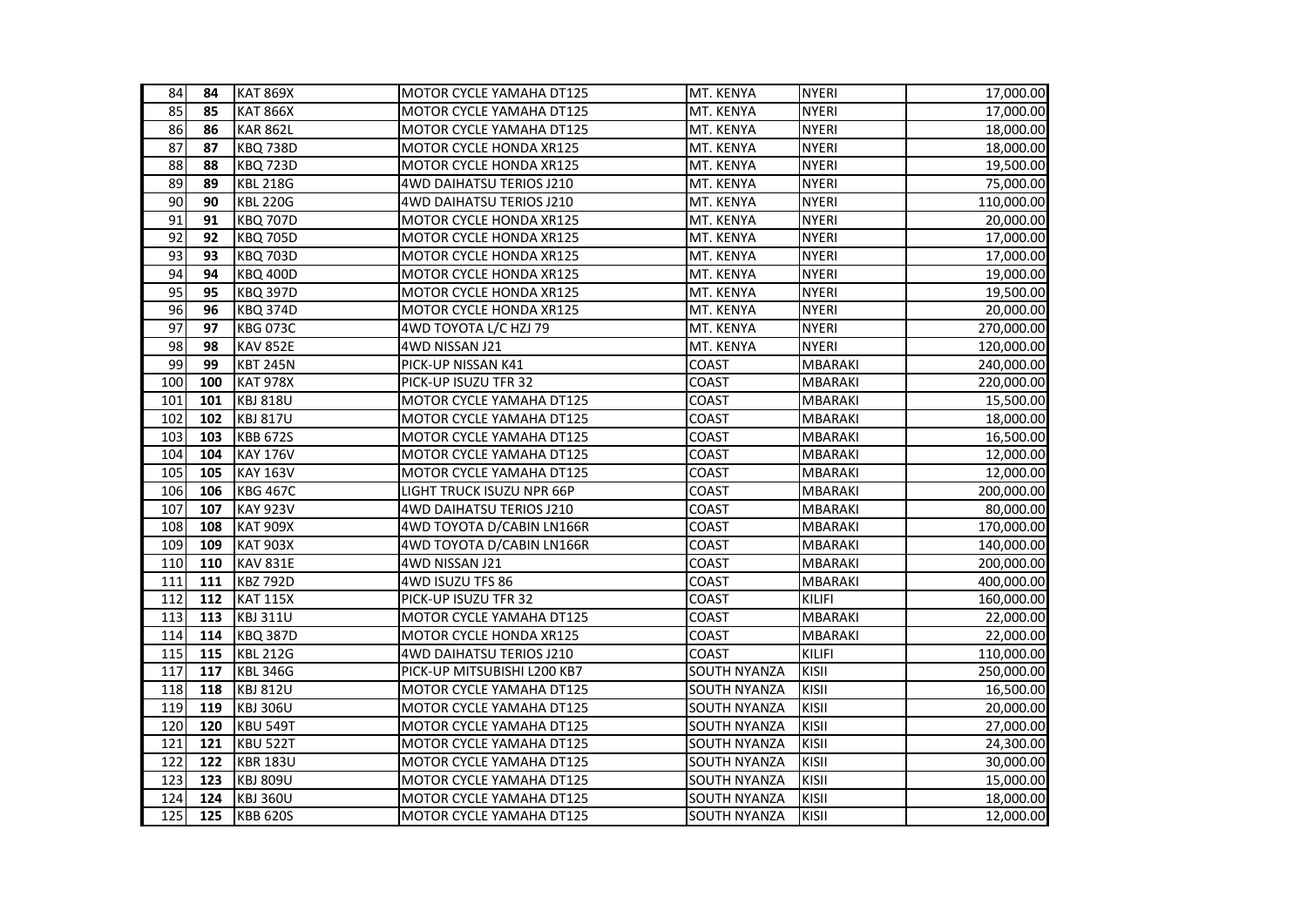| | | | | | | |
|---|---|---|---|---|---|---|
| 84 | **84** | KAT 869X | MOTOR CYCLE YAMAHA DT125 | MT. KENYA | NYERI | 17,000.00 |
| 85 | **85** | KAT 866X | MOTOR CYCLE YAMAHA DT125 | MT. KENYA | NYERI | 17,000.00 |
| 86 | **86** | KAR 862L | MOTOR CYCLE YAMAHA DT125 | MT. KENYA | NYERI | 18,000.00 |
| 87 | **87** | KBQ 738D | MOTOR CYCLE HONDA XR125 | MT. KENYA | NYERI | 18,000.00 |
| 88 | **88** | KBQ 723D | MOTOR CYCLE HONDA XR125 | MT. KENYA | NYERI | 19,500.00 |
| 89 | **89** | KBL 218G | 4WD DAIHATSU TERIOS J210 | MT. KENYA | NYERI | 75,000.00 |
| 90 | **90** | KBL 220G | 4WD DAIHATSU TERIOS J210 | MT. KENYA | NYERI | 110,000.00 |
| 91 | **91** | KBQ 707D | MOTOR CYCLE HONDA XR125 | MT. KENYA | NYERI | 20,000.00 |
| 92 | **92** | KBQ 705D | MOTOR CYCLE HONDA XR125 | MT. KENYA | NYERI | 17,000.00 |
| 93 | **93** | KBQ 703D | MOTOR CYCLE HONDA XR125 | MT. KENYA | NYERI | 17,000.00 |
| 94 | **94** | KBQ 400D | MOTOR CYCLE HONDA XR125 | MT. KENYA | NYERI | 19,000.00 |
| 95 | **95** | KBQ 397D | MOTOR CYCLE HONDA XR125 | MT. KENYA | NYERI | 19,500.00 |
| 96 | **96** | KBQ 374D | MOTOR CYCLE HONDA XR125 | MT. KENYA | NYERI | 20,000.00 |
| 97 | **97** | KBG 073C | 4WD TOYOTA L/C HZJ 79 | MT. KENYA | NYERI | 270,000.00 |
| 98 | **98** | KAV 852E | 4WD NISSAN J21 | MT. KENYA | NYERI | 120,000.00 |
| 99 | **99** | KBT 245N | PICK-UP NISSAN K41 | COAST | MBARAKI | 240,000.00 |
| 100 | **100** | KAT 978X | PICK-UP ISUZU TFR 32 | COAST | MBARAKI | 220,000.00 |
| 101 | **101** | KBJ 818U | MOTOR CYCLE YAMAHA DT125 | COAST | MBARAKI | 15,500.00 |
| 102 | **102** | KBJ 817U | MOTOR CYCLE YAMAHA DT125 | COAST | MBARAKI | 18,000.00 |
| 103 | **103** | KBB 672S | MOTOR CYCLE YAMAHA DT125 | COAST | MBARAKI | 16,500.00 |
| 104 | **104** | KAY 176V | MOTOR CYCLE YAMAHA DT125 | COAST | MBARAKI | 12,000.00 |
| 105 | **105** | KAY 163V | MOTOR CYCLE YAMAHA DT125 | COAST | MBARAKI | 12,000.00 |
| 106 | **106** | KBG 467C | LIGHT TRUCK ISUZU NPR 66P | COAST | MBARAKI | 200,000.00 |
| 107 | **107** | KAY 923V | 4WD DAIHATSU TERIOS J210 | COAST | MBARAKI | 80,000.00 |
| 108 | **108** | KAT 909X | 4WD TOYOTA D/CABIN LN166R | COAST | MBARAKI | 170,000.00 |
| 109 | **109** | KAT 903X | 4WD TOYOTA D/CABIN LN166R | COAST | MBARAKI | 140,000.00 |
| 110 | **110** | KAV 831E | 4WD NISSAN J21 | COAST | MBARAKI | 200,000.00 |
| 111 | **111** | KBZ 792D | 4WD ISUZU TFS 86 | COAST | MBARAKI | 400,000.00 |
| 112 | **112** | KAT 115X | PICK-UP ISUZU TFR 32 | COAST | KILIFI | 160,000.00 |
| 113 | **113** | KBJ 311U | MOTOR CYCLE YAMAHA DT125 | COAST | MBARAKI | 22,000.00 |
| 114 | **114** | KBQ 387D | MOTOR CYCLE HONDA XR125 | COAST | MBARAKI | 22,000.00 |
| 115 | **115** | KBL 212G | 4WD DAIHATSU TERIOS J210 | COAST | KILIFI | 110,000.00 |
| 117 | **117** | KBL 346G | PICK-UP MITSUBISHI L200 KB7 | SOUTH NYANZA | KISII | 250,000.00 |
| 118 | **118** | KBJ 812U | MOTOR CYCLE YAMAHA DT125 | SOUTH NYANZA | KISII | 16,500.00 |
| 119 | **119** | KBJ 306U | MOTOR CYCLE YAMAHA DT125 | SOUTH NYANZA | KISII | 20,000.00 |
| 120 | **120** | KBU 549T | MOTOR CYCLE YAMAHA DT125 | SOUTH NYANZA | KISII | 27,000.00 |
| 121 | **121** | KBU 522T | MOTOR CYCLE YAMAHA DT125 | SOUTH NYANZA | KISII | 24,300.00 |
| 122 | **122** | KBR 183U | MOTOR CYCLE YAMAHA DT125 | SOUTH NYANZA | KISII | 30,000.00 |
| 123 | **123** | KBJ 809U | MOTOR CYCLE YAMAHA DT125 | SOUTH NYANZA | KISII | 15,000.00 |
| 124 | **124** | KBJ 360U | MOTOR CYCLE YAMAHA DT125 | SOUTH NYANZA | KISII | 18,000.00 |
| 125 | **125** | KBB 620S | MOTOR CYCLE YAMAHA DT125 | SOUTH NYANZA | KISII | 12,000.00 |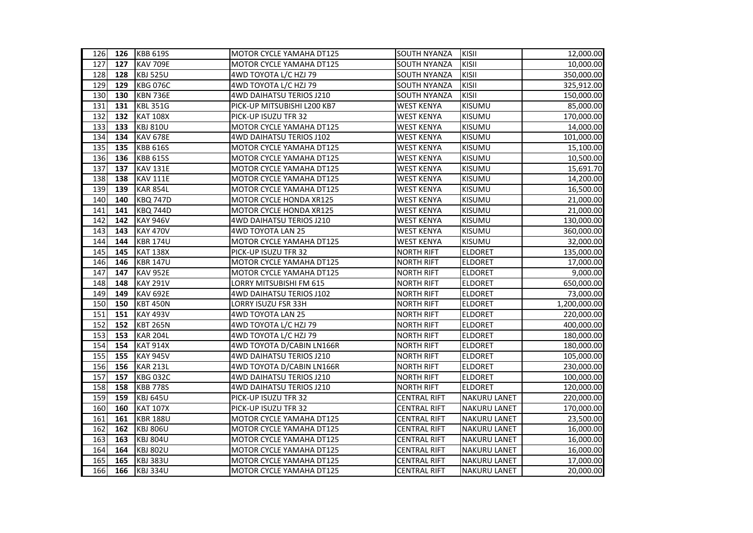| 126 | 126 | KBB 619S | MOTOR CYCLE YAMAHA DT125 | SOUTH NYANZA | KISII | 12,000.00 |
|---|---|---|---|---|---|---|
| 127 | 127 | KAV 709E | MOTOR CYCLE YAMAHA DT125 | SOUTH NYANZA | KISII | 10,000.00 |
| 128 | 128 | KBJ 525U | 4WD TOYOTA L/C HZJ 79 | SOUTH NYANZA | KISII | 350,000.00 |
| 129 | 129 | KBG 076C | 4WD TOYOTA L/C HZJ 79 | SOUTH NYANZA | KISII | 325,912.00 |
| 130 | 130 | KBN 736E | 4WD DAIHATSU TERIOS J210 | SOUTH NYANZA | KISII | 150,000.00 |
| 131 | 131 | KBL 351G | PICK-UP MITSUBISHI L200 KB7 | WEST KENYA | KISUMU | 85,000.00 |
| 132 | 132 | KAT 108X | PICK-UP ISUZU TFR 32 | WEST KENYA | KISUMU | 170,000.00 |
| 133 | 133 | KBJ 810U | MOTOR CYCLE YAMAHA DT125 | WEST KENYA | KISUMU | 14,000.00 |
| 134 | 134 | KAV 678E | 4WD DAIHATSU TERIOS J102 | WEST KENYA | KISUMU | 101,000.00 |
| 135 | 135 | KBB 616S | MOTOR CYCLE YAMAHA DT125 | WEST KENYA | KISUMU | 15,100.00 |
| 136 | 136 | KBB 615S | MOTOR CYCLE YAMAHA DT125 | WEST KENYA | KISUMU | 10,500.00 |
| 137 | 137 | KAV 131E | MOTOR CYCLE YAMAHA DT125 | WEST KENYA | KISUMU | 15,691.70 |
| 138 | 138 | KAV 111E | MOTOR CYCLE YAMAHA DT125 | WEST KENYA | KISUMU | 14,200.00 |
| 139 | 139 | KAR 854L | MOTOR CYCLE YAMAHA DT125 | WEST KENYA | KISUMU | 16,500.00 |
| 140 | 140 | KBQ 747D | MOTOR CYCLE HONDA XR125 | WEST KENYA | KISUMU | 21,000.00 |
| 141 | 141 | KBQ 744D | MOTOR CYCLE HONDA XR125 | WEST KENYA | KISUMU | 21,000.00 |
| 142 | 142 | KAY 946V | 4WD DAIHATSU TERIOS J210 | WEST KENYA | KISUMU | 130,000.00 |
| 143 | 143 | KAY 470V | 4WD TOYOTA LAN 25 | WEST KENYA | KISUMU | 360,000.00 |
| 144 | 144 | KBR 174U | MOTOR CYCLE YAMAHA DT125 | WEST KENYA | KISUMU | 32,000.00 |
| 145 | 145 | KAT 138X | PICK-UP ISUZU TFR 32 | NORTH RIFT | ELDORET | 135,000.00 |
| 146 | 146 | KBR 147U | MOTOR CYCLE YAMAHA DT125 | NORTH RIFT | ELDORET | 17,000.00 |
| 147 | 147 | KAV 952E | MOTOR CYCLE YAMAHA DT125 | NORTH RIFT | ELDORET | 9,000.00 |
| 148 | 148 | KAY 291V | LORRY MITSUBISHI FM 615 | NORTH RIFT | ELDORET | 650,000.00 |
| 149 | 149 | KAV 692E | 4WD DAIHATSU TERIOS J102 | NORTH RIFT | ELDORET | 73,000.00 |
| 150 | 150 | KBT 450N | LORRY ISUZU FSR 33H | NORTH RIFT | ELDORET | 1,200,000.00 |
| 151 | 151 | KAY 493V | 4WD TOYOTA LAN 25 | NORTH RIFT | ELDORET | 220,000.00 |
| 152 | 152 | KBT 265N | 4WD TOYOTA L/C HZJ 79 | NORTH RIFT | ELDORET | 400,000.00 |
| 153 | 153 | KAR 204L | 4WD TOYOTA L/C HZJ 79 | NORTH RIFT | ELDORET | 180,000.00 |
| 154 | 154 | KAT 914X | 4WD TOYOTA D/CABIN LN166R | NORTH RIFT | ELDORET | 180,000.00 |
| 155 | 155 | KAY 945V | 4WD DAIHATSU TERIOS J210 | NORTH RIFT | ELDORET | 105,000.00 |
| 156 | 156 | KAR 213L | 4WD TOYOTA D/CABIN LN166R | NORTH RIFT | ELDORET | 230,000.00 |
| 157 | 157 | KBG 032C | 4WD DAIHATSU TERIOS J210 | NORTH RIFT | ELDORET | 100,000.00 |
| 158 | 158 | KBB 778S | 4WD DAIHATSU TERIOS J210 | NORTH RIFT | ELDORET | 120,000.00 |
| 159 | 159 | KBJ 645U | PICK-UP ISUZU TFR 32 | CENTRAL RIFT | NAKURU LANET | 220,000.00 |
| 160 | 160 | KAT 107X | PICK-UP ISUZU TFR 32 | CENTRAL RIFT | NAKURU LANET | 170,000.00 |
| 161 | 161 | KBR 188U | MOTOR CYCLE YAMAHA DT125 | CENTRAL RIFT | NAKURU LANET | 23,500.00 |
| 162 | 162 | KBJ 806U | MOTOR CYCLE YAMAHA DT125 | CENTRAL RIFT | NAKURU LANET | 16,000.00 |
| 163 | 163 | KBJ 804U | MOTOR CYCLE YAMAHA DT125 | CENTRAL RIFT | NAKURU LANET | 16,000.00 |
| 164 | 164 | KBJ 802U | MOTOR CYCLE YAMAHA DT125 | CENTRAL RIFT | NAKURU LANET | 16,000.00 |
| 165 | 165 | KBJ 383U | MOTOR CYCLE YAMAHA DT125 | CENTRAL RIFT | NAKURU LANET | 17,000.00 |
| 166 | 166 | KBJ 334U | MOTOR CYCLE YAMAHA DT125 | CENTRAL RIFT | NAKURU LANET | 20,000.00 |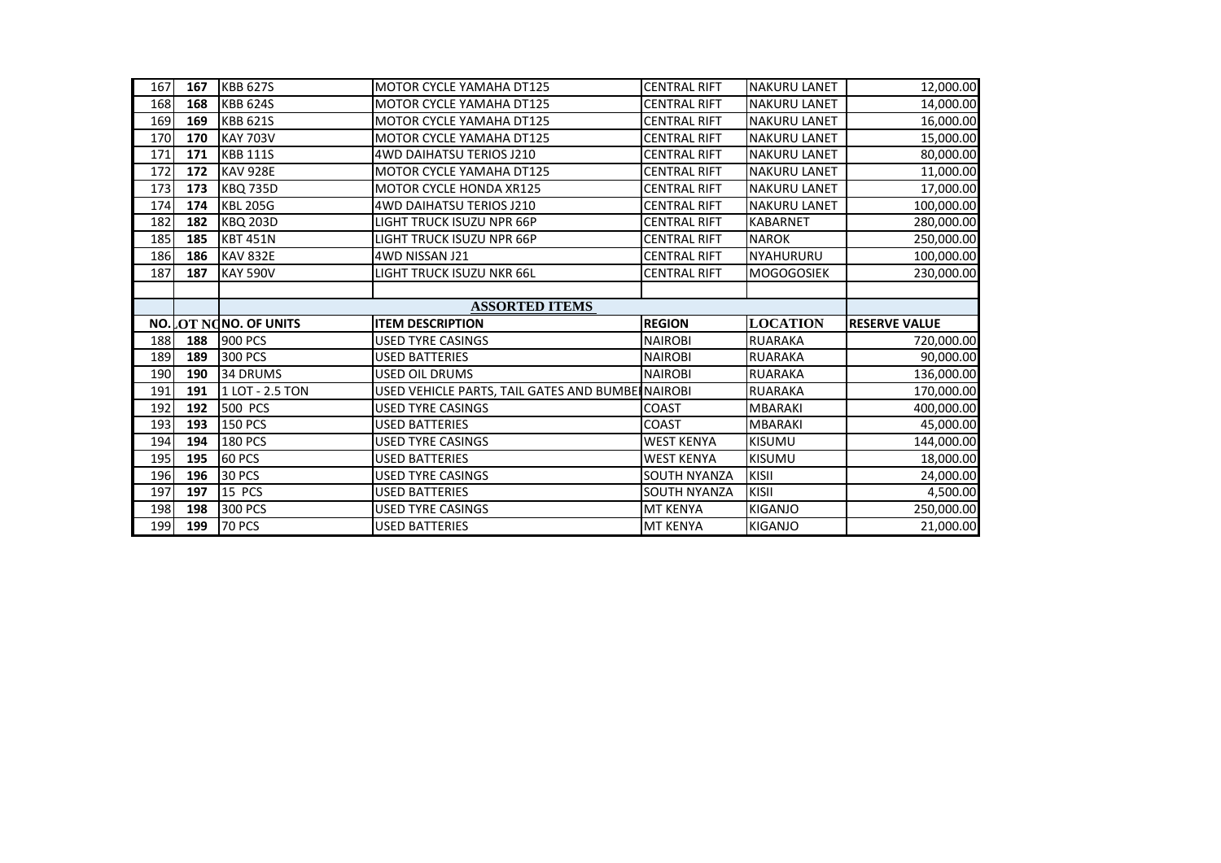| | | | | | | |
|---|---|---|---|---|---|---|
| 167 | **167** | KBB 627S | MOTOR CYCLE YAMAHA DT125 | CENTRAL RIFT | NAKURU LANET | 12,000.00 |
| 168 | **168** | KBB 624S | MOTOR CYCLE YAMAHA DT125 | CENTRAL RIFT | NAKURU LANET | 14,000.00 |
| 169 | **169** | KBB 621S | MOTOR CYCLE YAMAHA DT125 | CENTRAL RIFT | NAKURU LANET | 16,000.00 |
| 170 | **170** | KAY 703V | MOTOR CYCLE YAMAHA DT125 | CENTRAL RIFT | NAKURU LANET | 15,000.00 |
| 171 | **171** | KBB 111S | 4WD DAIHATSU TERIOS J210 | CENTRAL RIFT | NAKURU LANET | 80,000.00 |
| 172 | **172** | KAV 928E | MOTOR CYCLE YAMAHA DT125 | CENTRAL RIFT | NAKURU LANET | 11,000.00 |
| 173 | **173** | KBQ 735D | MOTOR CYCLE HONDA XR125 | CENTRAL RIFT | NAKURU LANET | 17,000.00 |
| 174 | **174** | KBL 205G | 4WD DAIHATSU TERIOS J210 | CENTRAL RIFT | NAKURU LANET | 100,000.00 |
| 182 | **182** | KBQ 203D | LIGHT TRUCK ISUZU NPR 66P | CENTRAL RIFT | KABARNET | 280,000.00 |
| 185 | **185** | KBT 451N | LIGHT TRUCK ISUZU NPR 66P | CENTRAL RIFT | NAROK | 250,000.00 |
| 186 | **186** | KAV 832E | 4WD NISSAN J21 | CENTRAL RIFT | NYAHURURU | 100,000.00 |
| 187 | **187** | KAY 590V | LIGHT TRUCK ISUZU NKR 66L | CENTRAL RIFT | MOGOGOSIEK | 230,000.00 |
| | | | | | | |
| | | | **ASSORTED ITEMS** | | | |
| **NO.** | **LOT NO** | **NO. OF UNITS** | **ITEM DESCRIPTION** | **REGION** | **LOCATION** | **RESERVE VALUE** |
| 188 | **188** | 900 PCS | USED TYRE CASINGS | NAIROBI | RUARAKA | 720,000.00 |
| 189 | **189** | 300 PCS | USED BATTERIES | NAIROBI | RUARAKA | 90,000.00 |
| 190 | **190** | 34 DRUMS | USED OIL DRUMS | NAIROBI | RUARAKA | 136,000.00 |
| 191 | **191** | 1 LOT - 2.5 TON | USED VEHICLE PARTS, TAIL GATES AND BUMBE | NAIROBI | RUARAKA | 170,000.00 |
| 192 | **192** | 500 PCS | USED TYRE CASINGS | COAST | MBARAKI | 400,000.00 |
| 193 | **193** | 150 PCS | USED BATTERIES | COAST | MBARAKI | 45,000.00 |
| 194 | **194** | 180 PCS | USED TYRE CASINGS | WEST KENYA | KISUMU | 144,000.00 |
| 195 | **195** | 60 PCS | USED BATTERIES | WEST KENYA | KISUMU | 18,000.00 |
| 196 | **196** | 30 PCS | USED TYRE CASINGS | SOUTH NYANZA | KISII | 24,000.00 |
| 197 | **197** | 15 PCS | USED BATTERIES | SOUTH NYANZA | KISII | 4,500.00 |
| 198 | **198** | 300 PCS | USED TYRE CASINGS | MT KENYA | KIGANJO | 250,000.00 |
| 199 | **199** | 70 PCS | USED BATTERIES | MT KENYA | KIGANJO | 21,000.00 |